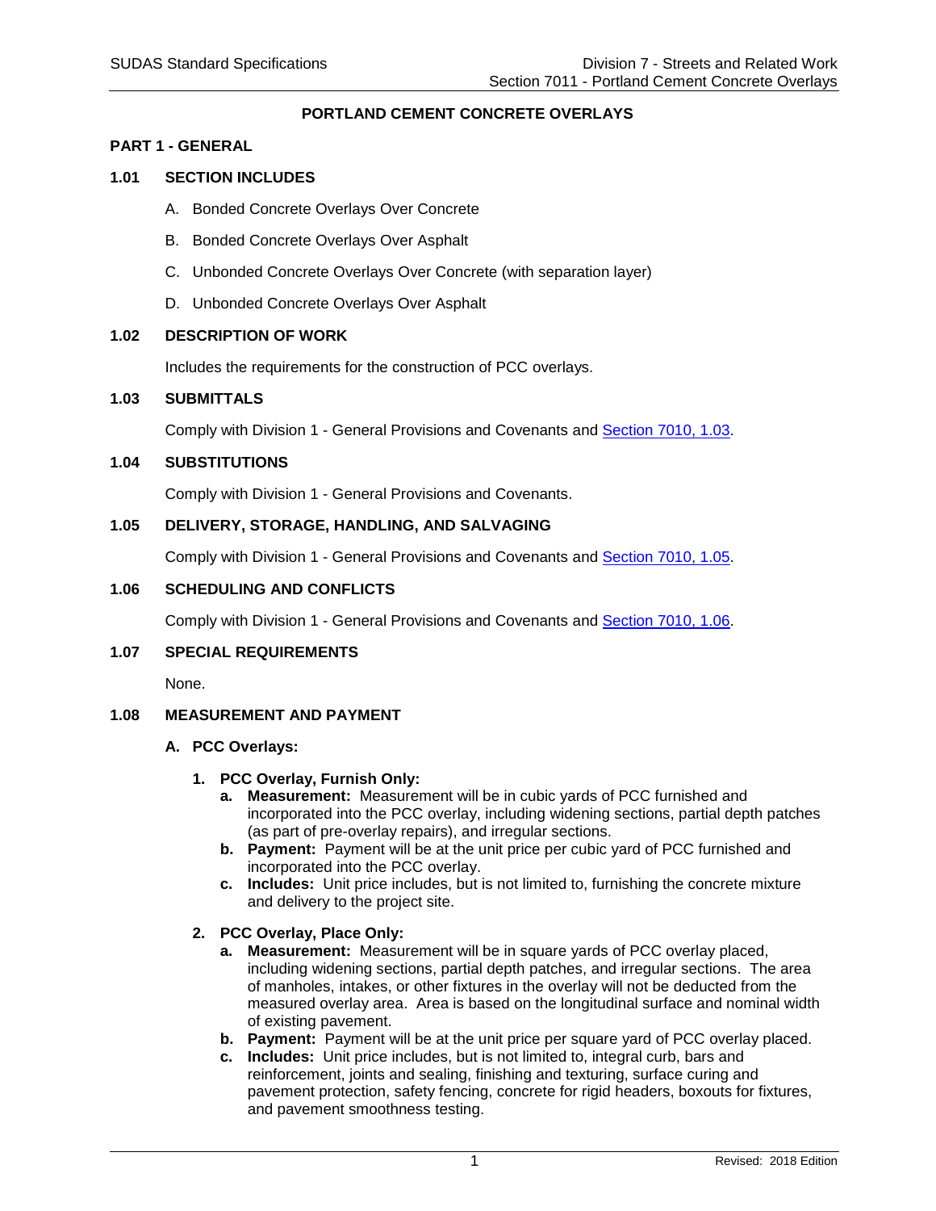# PORTLAND CEMENT CONCRETE OVERLAYS

## PART 1 - GENERAL

### 1.01 SECTION INCLUDES

A. Bonded Concrete Overlays Over Concrete

B. Bonded Concrete Overlays Over Asphalt

C. Unbonded Concrete Overlays Over Concrete (with separation layer)

D. Unbonded Concrete Overlays Over Asphalt

### 1.02 DESCRIPTION OF WORK

Includes the requirements for the construction of PCC overlays.

### 1.03 SUBMITTALS

Comply with Division 1 - General Provisions and Covenants and Section 7010, 1.03.

### 1.04 SUBSTITUTIONS

Comply with Division 1 - General Provisions and Covenants.

### 1.05 DELIVERY, STORAGE, HANDLING, AND SALVAGING

Comply with Division 1 - General Provisions and Covenants and Section 7010, 1.05.

### 1.06 SCHEDULING AND CONFLICTS

Comply with Division 1 - General Provisions and Covenants and Section 7010, 1.06.

### 1.07 SPECIAL REQUIREMENTS

None.

### 1.08 MEASUREMENT AND PAYMENT

**A. PCC Overlays:**

**1. PCC Overlay, Furnish Only:**

- **a. Measurement:** Measurement will be in cubic yards of PCC furnished and incorporated into the PCC overlay, including widening sections, partial depth patches (as part of pre-overlay repairs), and irregular sections.
- **b. Payment:** Payment will be at the unit price per cubic yard of PCC furnished and incorporated into the PCC overlay.
- **c. Includes:** Unit price includes, but is not limited to, furnishing the concrete mixture and delivery to the project site.

**2. PCC Overlay, Place Only:**

- **a. Measurement:** Measurement will be in square yards of PCC overlay placed, including widening sections, partial depth patches, and irregular sections. The area of manholes, intakes, or other fixtures in the overlay will not be deducted from the measured overlay area. Area is based on the longitudinal surface and nominal width of existing pavement.
- **b. Payment:** Payment will be at the unit price per square yard of PCC overlay placed.
- **c. Includes:** Unit price includes, but is not limited to, integral curb, bars and reinforcement, joints and sealing, finishing and texturing, surface curing and pavement protection, safety fencing, concrete for rigid headers, boxouts for fixtures, and pavement smoothness testing.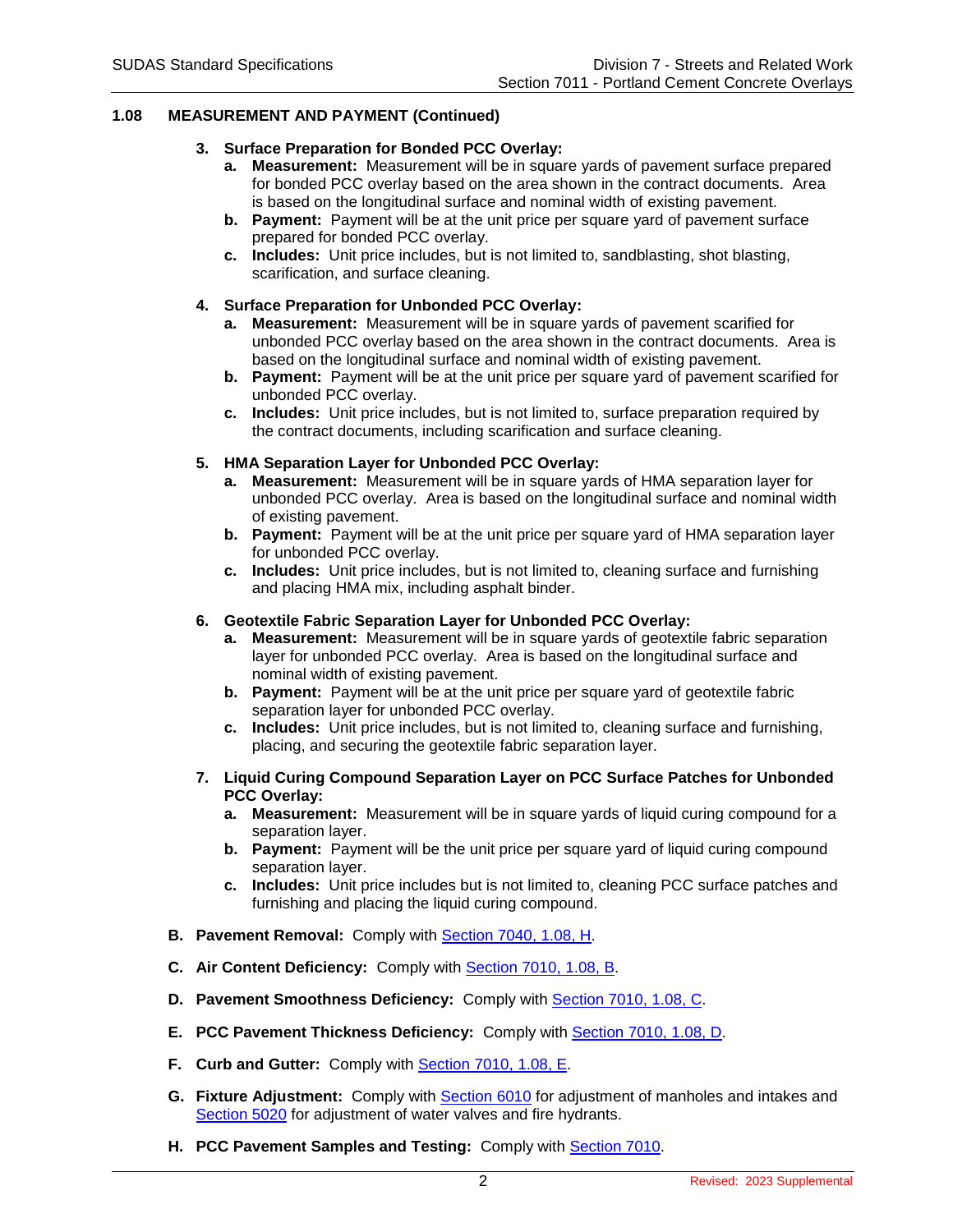## 1.08 MEASUREMENT AND PAYMENT (Continued)

3. **Surface Preparation for Bonded PCC Overlay:**
   a. **Measurement:** Measurement will be in square yards of pavement surface prepared for bonded PCC overlay based on the area shown in the contract documents. Area is based on the longitudinal surface and nominal width of existing pavement.
   b. **Payment:** Payment will be at the unit price per square yard of pavement surface prepared for bonded PCC overlay.
   c. **Includes:** Unit price includes, but is not limited to, sandblasting, shot blasting, scarification, and surface cleaning.

4. **Surface Preparation for Unbonded PCC Overlay:**
   a. **Measurement:** Measurement will be in square yards of pavement scarified for unbonded PCC overlay based on the area shown in the contract documents. Area is based on the longitudinal surface and nominal width of existing pavement.
   b. **Payment:** Payment will be at the unit price per square yard of pavement scarified for unbonded PCC overlay.
   c. **Includes:** Unit price includes, but is not limited to, surface preparation required by the contract documents, including scarification and surface cleaning.

5. **HMA Separation Layer for Unbonded PCC Overlay:**
   a. **Measurement:** Measurement will be in square yards of HMA separation layer for unbonded PCC overlay. Area is based on the longitudinal surface and nominal width of existing pavement.
   b. **Payment:** Payment will be at the unit price per square yard of HMA separation layer for unbonded PCC overlay.
   c. **Includes:** Unit price includes, but is not limited to, cleaning surface and furnishing and placing HMA mix, including asphalt binder.

6. **Geotextile Fabric Separation Layer for Unbonded PCC Overlay:**
   a. **Measurement:** Measurement will be in square yards of geotextile fabric separation layer for unbonded PCC overlay. Area is based on the longitudinal surface and nominal width of existing pavement.
   b. **Payment:** Payment will be at the unit price per square yard of geotextile fabric separation layer for unbonded PCC overlay.
   c. **Includes:** Unit price includes, but is not limited to, cleaning surface and furnishing, placing, and securing the geotextile fabric separation layer.

7. **Liquid Curing Compound Separation Layer on PCC Surface Patches for Unbonded PCC Overlay:**
   a. **Measurement:** Measurement will be in square yards of liquid curing compound for a separation layer.
   b. **Payment:** Payment will be the unit price per square yard of liquid curing compound separation layer.
   c. **Includes:** Unit price includes but is not limited to, cleaning PCC surface patches and furnishing and placing the liquid curing compound.

B. **Pavement Removal:** Comply with Section 7040, 1.08, H.

C. **Air Content Deficiency:** Comply with Section 7010, 1.08, B.

D. **Pavement Smoothness Deficiency:** Comply with Section 7010, 1.08, C.

E. **PCC Pavement Thickness Deficiency:** Comply with Section 7010, 1.08, D.

F. **Curb and Gutter:** Comply with Section 7010, 1.08, E.

G. **Fixture Adjustment:** Comply with Section 6010 for adjustment of manholes and intakes and Section 5020 for adjustment of water valves and fire hydrants.

H. **PCC Pavement Samples and Testing:** Comply with Section 7010.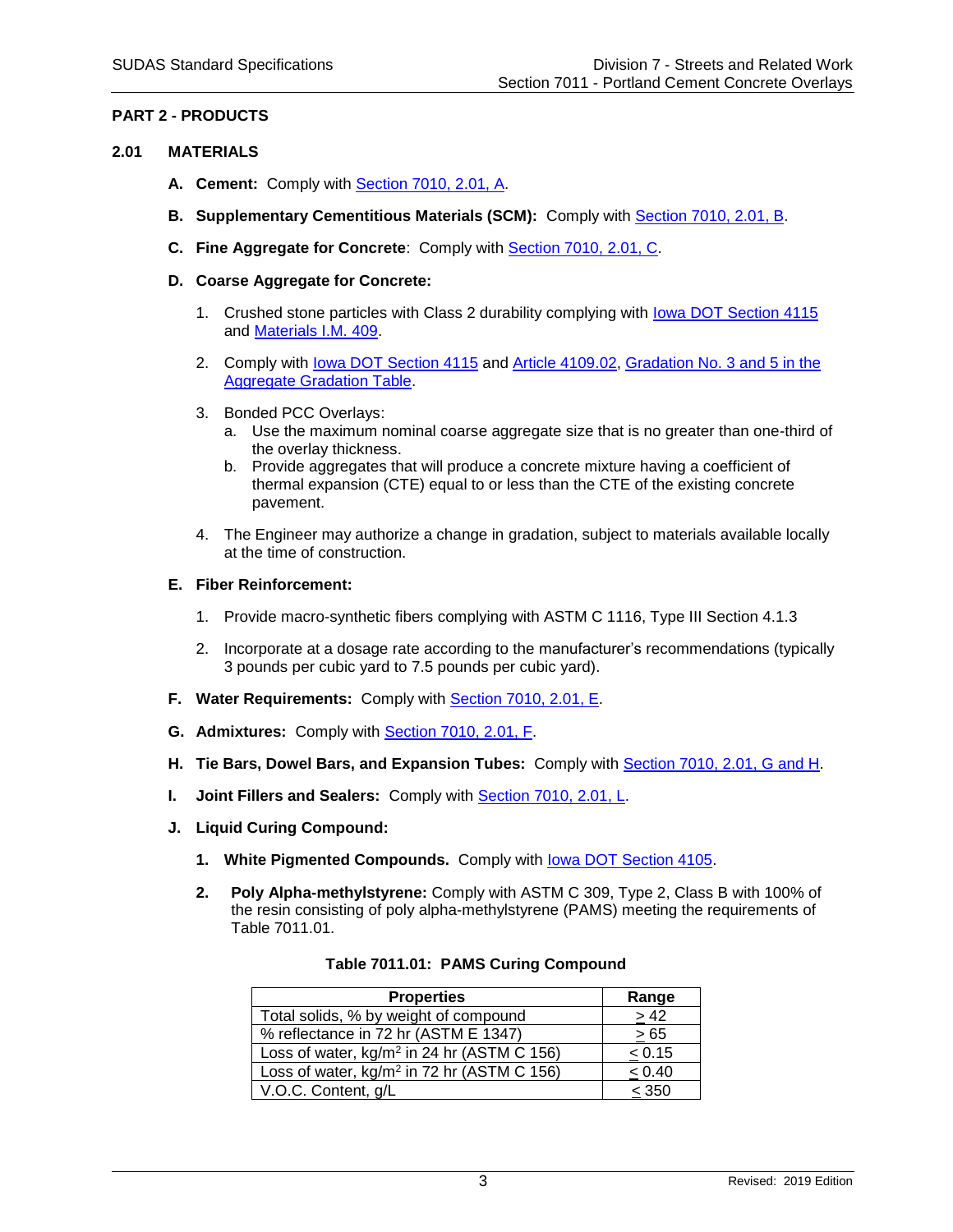## PART 2 - PRODUCTS

### 2.01 MATERIALS

**A. Cement:** Comply with Section 7010, 2.01, A.

**B. Supplementary Cementitious Materials (SCM):** Comply with Section 7010, 2.01, B.

**C. Fine Aggregate for Concrete**: Comply with Section 7010, 2.01, C.

**D. Coarse Aggregate for Concrete:**

1. Crushed stone particles with Class 2 durability complying with Iowa DOT Section 4115 and Materials I.M. 409.
2. Comply with Iowa DOT Section 4115 and Article 4109.02, Gradation No. 3 and 5 in the Aggregate Gradation Table.
3. Bonded PCC Overlays:
   a. Use the maximum nominal coarse aggregate size that is no greater than one-third of the overlay thickness.
   b. Provide aggregates that will produce a concrete mixture having a coefficient of thermal expansion (CTE) equal to or less than the CTE of the existing concrete pavement.
4. The Engineer may authorize a change in gradation, subject to materials available locally at the time of construction.

**E. Fiber Reinforcement:**

1. Provide macro-synthetic fibers complying with ASTM C 1116, Type III Section 4.1.3
2. Incorporate at a dosage rate according to the manufacturer's recommendations (typically 3 pounds per cubic yard to 7.5 pounds per cubic yard).

**F. Water Requirements:** Comply with Section 7010, 2.01, E.

**G. Admixtures:** Comply with Section 7010, 2.01, F.

**H. Tie Bars, Dowel Bars, and Expansion Tubes:** Comply with Section 7010, 2.01, G and H.

**I. Joint Fillers and Sealers:** Comply with Section 7010, 2.01, L.

**J. Liquid Curing Compound:**

1. **White Pigmented Compounds.** Comply with Iowa DOT Section 4105.
2. **Poly Alpha-methylstyrene:** Comply with ASTM C 309, Type 2, Class B with 100% of the resin consisting of poly alpha-methylstyrene (PAMS) meeting the requirements of Table 7011.01.

**Table 7011.01: PAMS Curing Compound**

| Properties | Range |
|---|---|
| Total solids, % by weight of compound | $\geq$ 42 |
| % reflectance in 72 hr (ASTM E 1347) | $\geq$ 65 |
| Loss of water, kg/m$^2$ in 24 hr (ASTM C 156) | $\leq$ 0.15 |
| Loss of water, kg/m$^2$ in 72 hr (ASTM C 156) | $\leq$ 0.40 |
| V.O.C. Content, g/L | $\leq$ 350 |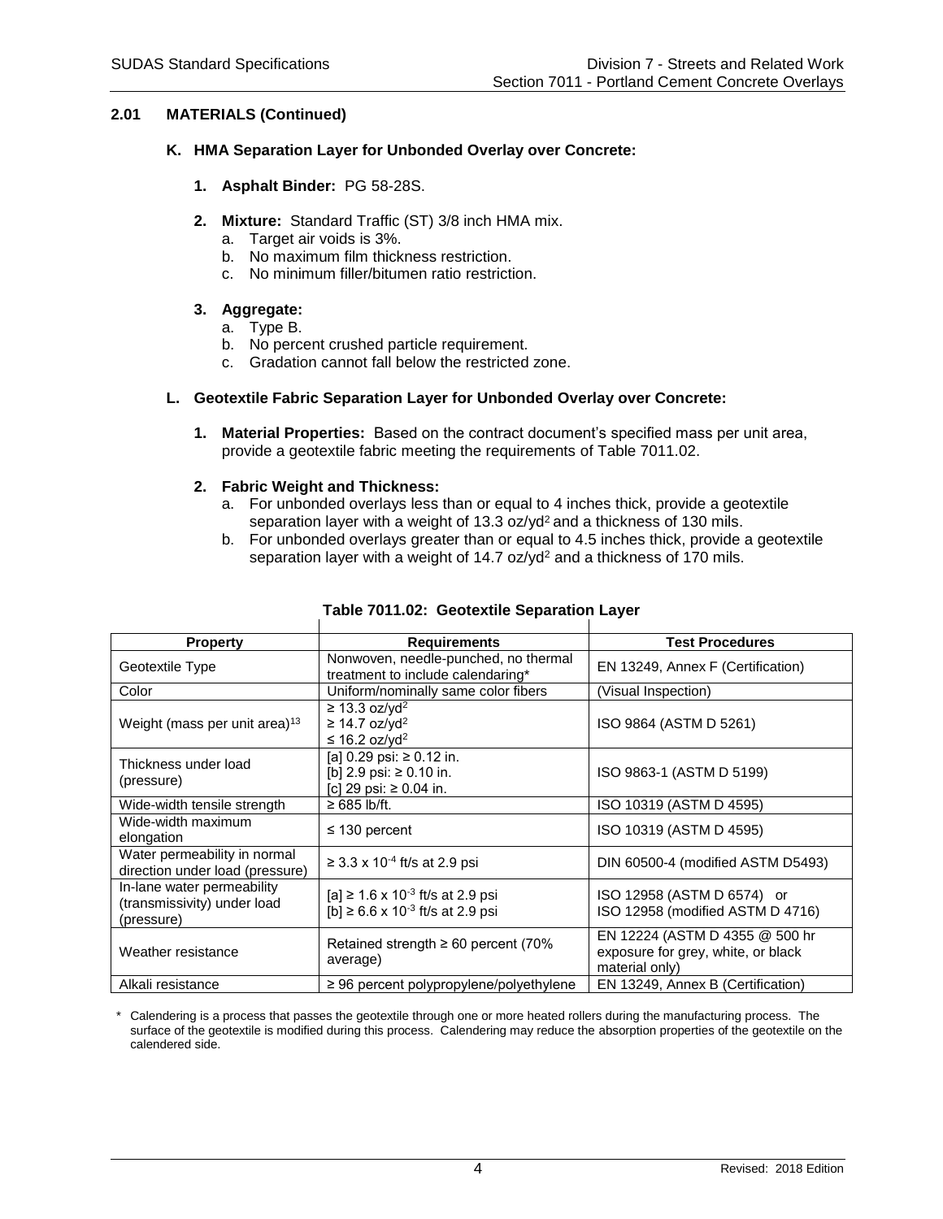## 2.01 MATERIALS (Continued)

### K. HMA Separation Layer for Unbonded Overlay over Concrete:

1. **Asphalt Binder:** PG 58-28S.

2. **Mixture:** Standard Traffic (ST) 3/8 inch HMA mix.
   a. Target air voids is 3%.
   b. No maximum film thickness restriction.
   c. No minimum filler/bitumen ratio restriction.

3. **Aggregate:**
   a. Type B.
   b. No percent crushed particle requirement.
   c. Gradation cannot fall below the restricted zone.

### L. Geotextile Fabric Separation Layer for Unbonded Overlay over Concrete:

1. **Material Properties:** Based on the contract document's specified mass per unit area, provide a geotextile fabric meeting the requirements of Table 7011.02.

2. **Fabric Weight and Thickness:**
   a. For unbonded overlays less than or equal to 4 inches thick, provide a geotextile separation layer with a weight of 13.3 oz/yd$^2$ and a thickness of 130 mils.
   b. For unbonded overlays greater than or equal to 4.5 inches thick, provide a geotextile separation layer with a weight of 14.7 oz/yd$^2$ and a thickness of 170 mils.

**Table 7011.02: Geotextile Separation Layer**

| Property | Requirements | Test Procedures |
|---|---|---|
| Geotextile Type | Nonwoven, needle-punched, no thermal treatment to include calendaring* | EN 13249, Annex F (Certification) |
| Color | Uniform/nominally same color fibers | (Visual Inspection) |
| Weight (mass per unit area)[13] | ≥ 13.3 oz/yd$^2$<br>≥ 14.7 oz/yd$^2$<br>≤ 16.2 oz/yd$^2$ | ISO 9864 (ASTM D 5261) |
| Thickness under load (pressure) | [a] 0.29 psi: ≥ 0.12 in.<br>[b] 2.9 psi: ≥ 0.10 in.<br>[c] 29 psi: ≥ 0.04 in. | ISO 9863-1 (ASTM D 5199) |
| Wide-width tensile strength | ≥ 685 lb/ft. | ISO 10319 (ASTM D 4595) |
| Wide-width maximum elongation | ≤ 130 percent | ISO 10319 (ASTM D 4595) |
| Water permeability in normal direction under load (pressure) | ≥ 3.3 x 10$^{-4}$ ft/s at 2.9 psi | DIN 60500-4 (modified ASTM D5493) |
| In-lane water permeability (transmissivity) under load (pressure) | [a] ≥ 1.6 x 10$^{-3}$ ft/s at 2.9 psi<br>[b] ≥ 6.6 x 10$^{-3}$ ft/s at 2.9 psi | ISO 12958 (ASTM D 6574) or<br>ISO 12958 (modified ASTM D 4716) |
| Weather resistance | Retained strength ≥ 60 percent (70% average) | EN 12224 (ASTM D 4355 @ 500 hr exposure for grey, white, or black material only) |
| Alkali resistance | ≥ 96 percent polypropylene/polyethylene | EN 13249, Annex B (Certification) |

\* Calendering is a process that passes the geotextile through one or more heated rollers during the manufacturing process. The surface of the geotextile is modified during this process. Calendering may reduce the absorption properties of the geotextile on the calendered side.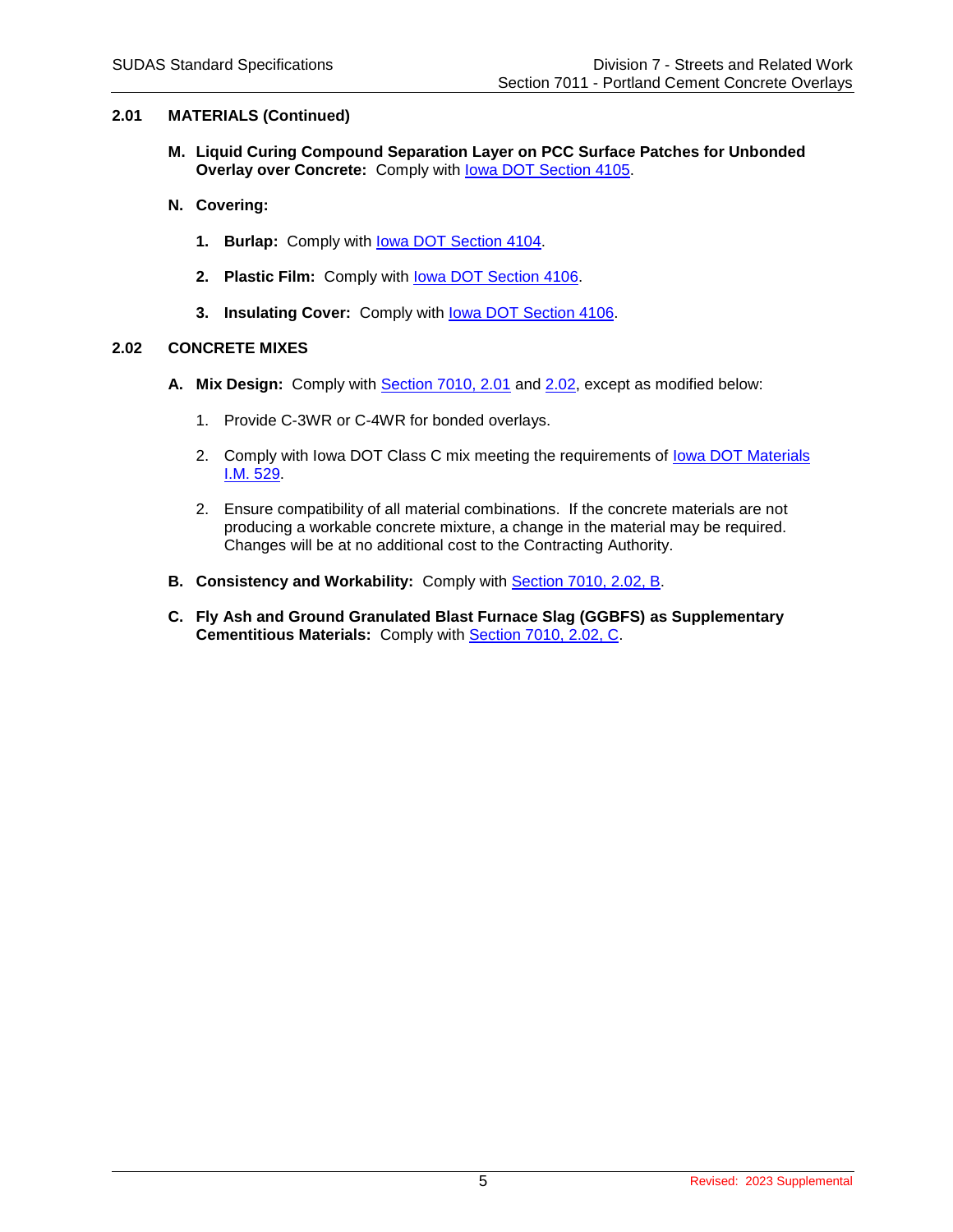## 2.01 MATERIALS (Continued)

**M. Liquid Curing Compound Separation Layer on PCC Surface Patches for Unbonded Overlay over Concrete:** Comply with Iowa DOT Section 4105.

**N. Covering:**

1. **Burlap:** Comply with Iowa DOT Section 4104.

2. **Plastic Film:** Comply with Iowa DOT Section 4106.

3. **Insulating Cover:** Comply with Iowa DOT Section 4106.

## 2.02 CONCRETE MIXES

**A. Mix Design:** Comply with Section 7010, 2.01 and 2.02, except as modified below:

1. Provide C-3WR or C-4WR for bonded overlays.

2. Comply with Iowa DOT Class C mix meeting the requirements of Iowa DOT Materials I.M. 529.

2. Ensure compatibility of all material combinations. If the concrete materials are not producing a workable concrete mixture, a change in the material may be required. Changes will be at no additional cost to the Contracting Authority.

**B. Consistency and Workability:** Comply with Section 7010, 2.02, B.

**C. Fly Ash and Ground Granulated Blast Furnace Slag (GGBFS) as Supplementary Cementitious Materials:** Comply with Section 7010, 2.02, C.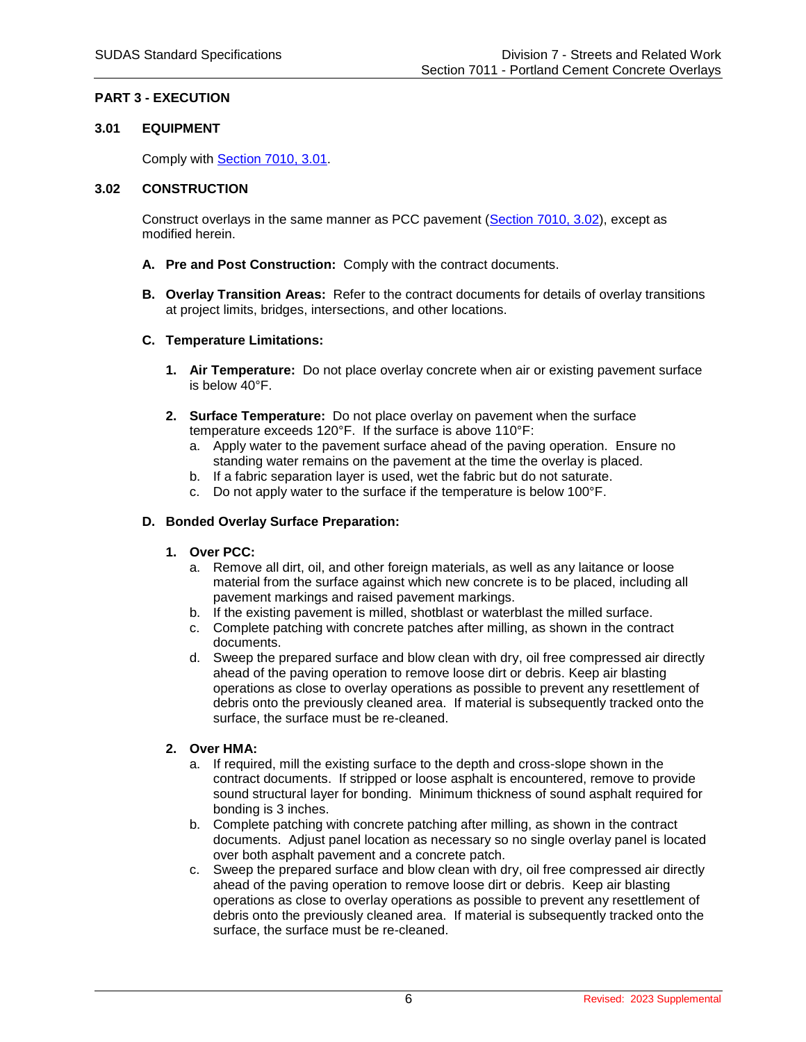## PART 3 - EXECUTION

### 3.01 EQUIPMENT

Comply with Section 7010, 3.01.

### 3.02 CONSTRUCTION

Construct overlays in the same manner as PCC pavement (Section 7010, 3.02), except as modified herein.

**A. Pre and Post Construction:** Comply with the contract documents.

**B. Overlay Transition Areas:** Refer to the contract documents for details of overlay transitions at project limits, bridges, intersections, and other locations.

**C. Temperature Limitations:**

1. **Air Temperature:** Do not place overlay concrete when air or existing pavement surface is below 40°F.

2. **Surface Temperature:** Do not place overlay on pavement when the surface temperature exceeds 120°F. If the surface is above 110°F:
   a. Apply water to the pavement surface ahead of the paving operation. Ensure no standing water remains on the pavement at the time the overlay is placed.
   b. If a fabric separation layer is used, wet the fabric but do not saturate.
   c. Do not apply water to the surface if the temperature is below 100°F.

**D. Bonded Overlay Surface Preparation:**

1. **Over PCC:**
   a. Remove all dirt, oil, and other foreign materials, as well as any laitance or loose material from the surface against which new concrete is to be placed, including all pavement markings and raised pavement markings.
   b. If the existing pavement is milled, shotblast or waterblast the milled surface.
   c. Complete patching with concrete patches after milling, as shown in the contract documents.
   d. Sweep the prepared surface and blow clean with dry, oil free compressed air directly ahead of the paving operation to remove loose dirt or debris. Keep air blasting operations as close to overlay operations as possible to prevent any resettlement of debris onto the previously cleaned area. If material is subsequently tracked onto the surface, the surface must be re-cleaned.

2. **Over HMA:**
   a. If required, mill the existing surface to the depth and cross-slope shown in the contract documents. If stripped or loose asphalt is encountered, remove to provide sound structural layer for bonding. Minimum thickness of sound asphalt required for bonding is 3 inches.
   b. Complete patching with concrete patching after milling, as shown in the contract documents. Adjust panel location as necessary so no single overlay panel is located over both asphalt pavement and a concrete patch.
   c. Sweep the prepared surface and blow clean with dry, oil free compressed air directly ahead of the paving operation to remove loose dirt or debris. Keep air blasting operations as close to overlay operations as possible to prevent any resettlement of debris onto the previously cleaned area. If material is subsequently tracked onto the surface, the surface must be re-cleaned.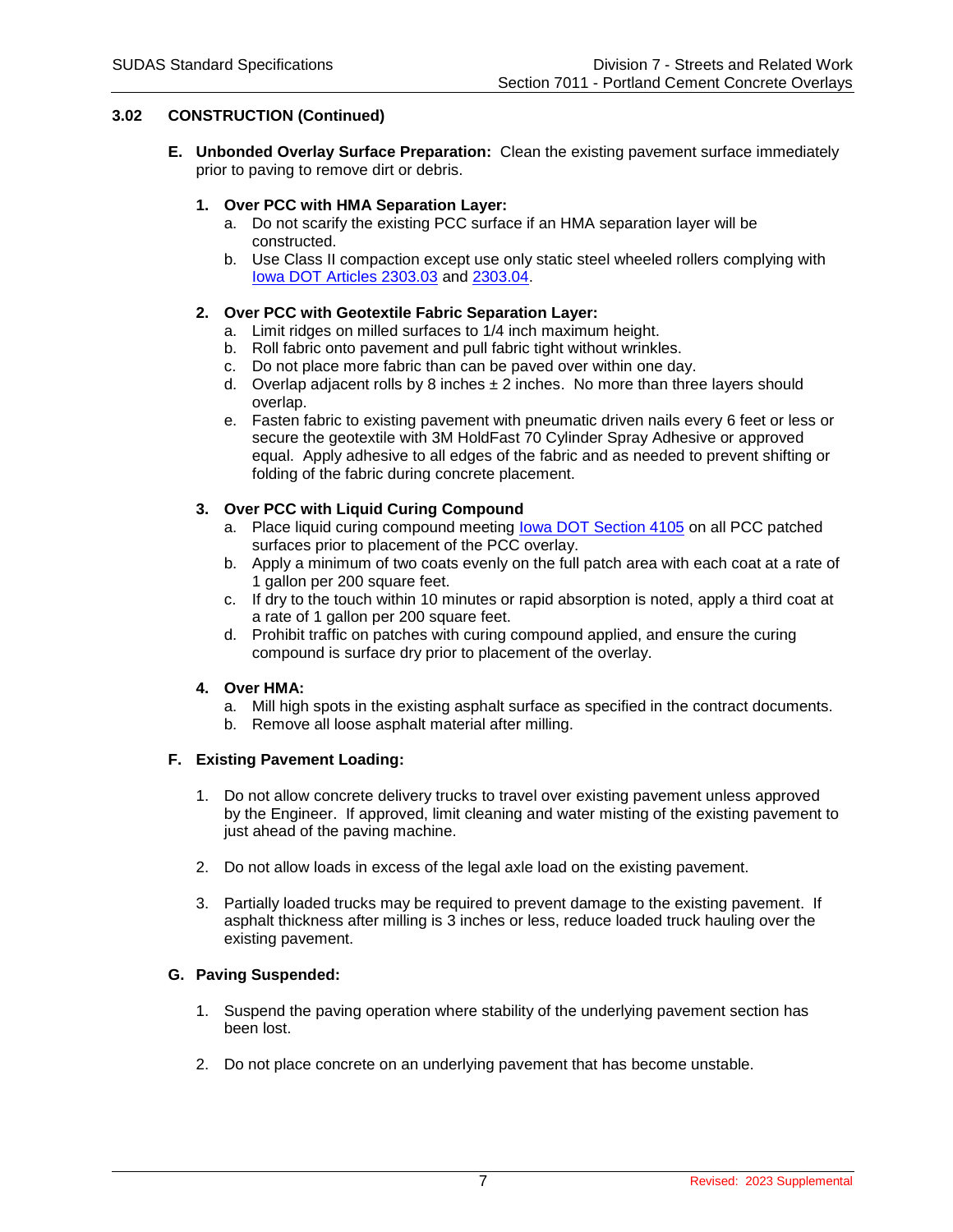## 3.02 CONSTRUCTION (Continued)

**E. Unbonded Overlay Surface Preparation:** Clean the existing pavement surface immediately prior to paving to remove dirt or debris.

**1. Over PCC with HMA Separation Layer:**

a. Do not scarify the existing PCC surface if an HMA separation layer will be constructed.

b. Use Class II compaction except use only static steel wheeled rollers complying with Iowa DOT Articles 2303.03 and 2303.04.

**2. Over PCC with Geotextile Fabric Separation Layer:**

a. Limit ridges on milled surfaces to 1/4 inch maximum height.

b. Roll fabric onto pavement and pull fabric tight without wrinkles.

c. Do not place more fabric than can be paved over within one day.

d. Overlap adjacent rolls by 8 inches ± 2 inches. No more than three layers should overlap.

e. Fasten fabric to existing pavement with pneumatic driven nails every 6 feet or less or secure the geotextile with 3M HoldFast 70 Cylinder Spray Adhesive or approved equal. Apply adhesive to all edges of the fabric and as needed to prevent shifting or folding of the fabric during concrete placement.

**3. Over PCC with Liquid Curing Compound**

a. Place liquid curing compound meeting Iowa DOT Section 4105 on all PCC patched surfaces prior to placement of the PCC overlay.

b. Apply a minimum of two coats evenly on the full patch area with each coat at a rate of 1 gallon per 200 square feet.

c. If dry to the touch within 10 minutes or rapid absorption is noted, apply a third coat at a rate of 1 gallon per 200 square feet.

d. Prohibit traffic on patches with curing compound applied, and ensure the curing compound is surface dry prior to placement of the overlay.

**4. Over HMA:**

a. Mill high spots in the existing asphalt surface as specified in the contract documents.

b. Remove all loose asphalt material after milling.

**F. Existing Pavement Loading:**

1. Do not allow concrete delivery trucks to travel over existing pavement unless approved by the Engineer. If approved, limit cleaning and water misting of the existing pavement to just ahead of the paving machine.

2. Do not allow loads in excess of the legal axle load on the existing pavement.

3. Partially loaded trucks may be required to prevent damage to the existing pavement. If asphalt thickness after milling is 3 inches or less, reduce loaded truck hauling over the existing pavement.

**G. Paving Suspended:**

1. Suspend the paving operation where stability of the underlying pavement section has been lost.

2. Do not place concrete on an underlying pavement that has become unstable.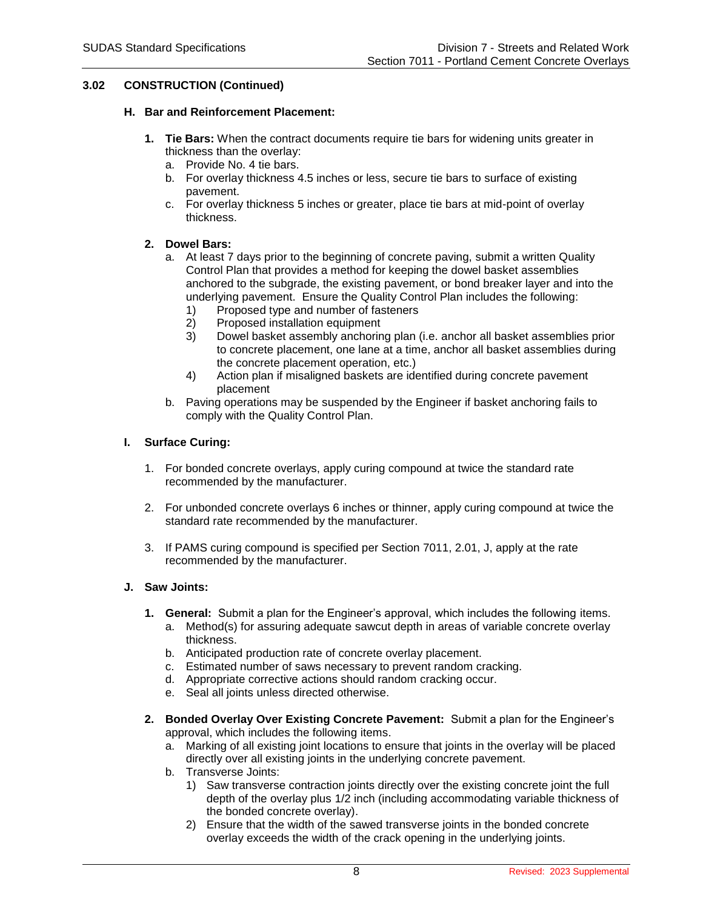## 3.02 CONSTRUCTION (Continued)

### H. Bar and Reinforcement Placement:

1. **Tie Bars:** When the contract documents require tie bars for widening units greater in thickness than the overlay:
   a. Provide No. 4 tie bars.
   b. For overlay thickness 4.5 inches or less, secure tie bars to surface of existing pavement.
   c. For overlay thickness 5 inches or greater, place tie bars at mid-point of overlay thickness.

2. **Dowel Bars:**
   a. At least 7 days prior to the beginning of concrete paving, submit a written Quality Control Plan that provides a method for keeping the dowel basket assemblies anchored to the subgrade, the existing pavement, or bond breaker layer and into the underlying pavement. Ensure the Quality Control Plan includes the following:
      1) Proposed type and number of fasteners
      2) Proposed installation equipment
      3) Dowel basket assembly anchoring plan (i.e. anchor all basket assemblies prior to concrete placement, one lane at a time, anchor all basket assemblies during the concrete placement operation, etc.)
      4) Action plan if misaligned baskets are identified during concrete pavement placement
   b. Paving operations may be suspended by the Engineer if basket anchoring fails to comply with the Quality Control Plan.

### I. Surface Curing:

1. For bonded concrete overlays, apply curing compound at twice the standard rate recommended by the manufacturer.

2. For unbonded concrete overlays 6 inches or thinner, apply curing compound at twice the standard rate recommended by the manufacturer.

3. If PAMS curing compound is specified per Section 7011, 2.01, J, apply at the rate recommended by the manufacturer.

### J. Saw Joints:

1. **General:** Submit a plan for the Engineer's approval, which includes the following items.
   a. Method(s) for assuring adequate sawcut depth in areas of variable concrete overlay thickness.
   b. Anticipated production rate of concrete overlay placement.
   c. Estimated number of saws necessary to prevent random cracking.
   d. Appropriate corrective actions should random cracking occur.
   e. Seal all joints unless directed otherwise.

2. **Bonded Overlay Over Existing Concrete Pavement:** Submit a plan for the Engineer's approval, which includes the following items.
   a. Marking of all existing joint locations to ensure that joints in the overlay will be placed directly over all existing joints in the underlying concrete pavement.
   b. Transverse Joints:
      1) Saw transverse contraction joints directly over the existing concrete joint the full depth of the overlay plus 1/2 inch (including accommodating variable thickness of the bonded concrete overlay).
      2) Ensure that the width of the sawed transverse joints in the bonded concrete overlay exceeds the width of the crack opening in the underlying joints.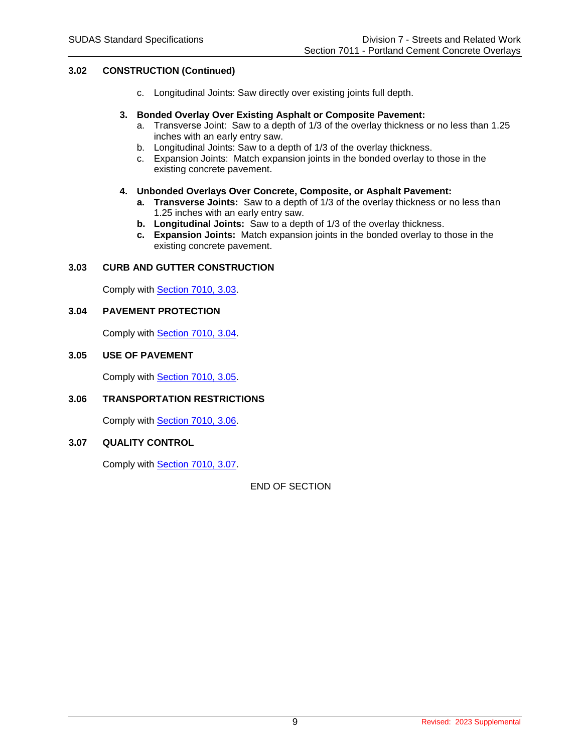## 3.02 CONSTRUCTION (Continued)

c. Longitudinal Joints: Saw directly over existing joints full depth.

**3. Bonded Overlay Over Existing Asphalt or Composite Pavement:**

a. Transverse Joint: Saw to a depth of 1/3 of the overlay thickness or no less than 1.25 inches with an early entry saw.

b. Longitudinal Joints: Saw to a depth of 1/3 of the overlay thickness.

c. Expansion Joints: Match expansion joints in the bonded overlay to those in the existing concrete pavement.

**4. Unbonded Overlays Over Concrete, Composite, or Asphalt Pavement:**

**a. Transverse Joints:** Saw to a depth of 1/3 of the overlay thickness or no less than 1.25 inches with an early entry saw.

**b. Longitudinal Joints:** Saw to a depth of 1/3 of the overlay thickness.

**c. Expansion Joints:** Match expansion joints in the bonded overlay to those in the existing concrete pavement.

## 3.03 CURB AND GUTTER CONSTRUCTION

Comply with Section 7010, 3.03.

## 3.04 PAVEMENT PROTECTION

Comply with Section 7010, 3.04.

## 3.05 USE OF PAVEMENT

Comply with Section 7010, 3.05.

## 3.06 TRANSPORTATION RESTRICTIONS

Comply with Section 7010, 3.06.

## 3.07 QUALITY CONTROL

Comply with Section 7010, 3.07.

END OF SECTION